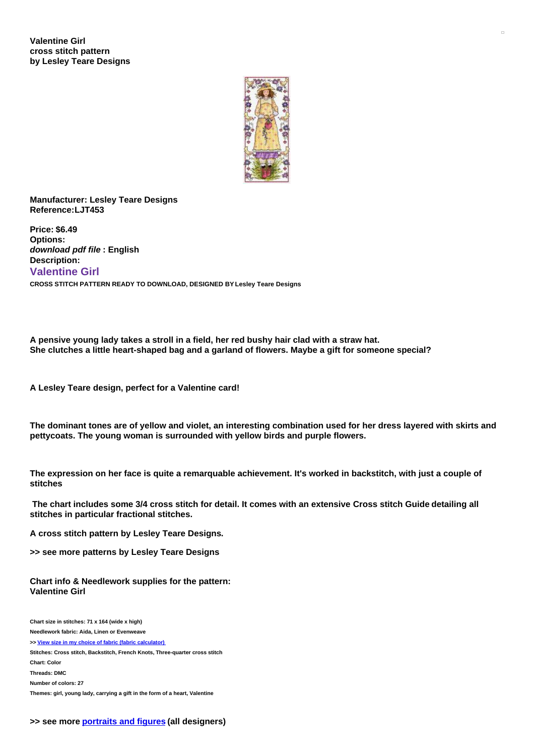**Valentine Girl**
**cross stitch pattern**
**by Lesley Teare Designs**

**Manufacturer: Lesley Teare Designs**
**Reference:LJT453**

**Price: $6.49**
**Options:**
***download pdf file* : English**
**Description:**

## Valentine Girl

**CROSS STITCH PATTERN READY TO DOWNLOAD, DESIGNED BY Lesley Teare Designs**

**A pensive young lady takes a stroll in a field, her red bushy hair clad with a straw hat. She clutches a little heart-shaped bag and a garland of flowers. Maybe a gift for someone special?**

**A Lesley Teare design, perfect for a Valentine card!**

**The dominant tones are of yellow and violet, an interesting combination used for her dress layered with skirts and pettycoats. The young woman is surrounded with yellow birds and purple flowers.**

**The expression on her face is quite a remarquable achievement. It's worked in backstitch, with just a couple of stitches**

**The chart includes some 3/4 cross stitch for detail. It comes with an extensive Cross stitch Guide detailing all stitches in particular fractional stitches.**

**A cross stitch pattern by Lesley Teare Designs.**

**>> see more patterns by Lesley Teare Designs**

**Chart info & Needlework supplies for the pattern: Valentine Girl**

**Chart size in stitches: 71 x 164 (wide x high)**
**Needlework fabric: Aida, Linen or Evenweave**
**>> View size in my choice of fabric (fabric calculator)**
**Stitches: Cross stitch, Backstitch, French Knots, Three-quarter cross stitch**
**Chart: Color**
**Threads: DMC**
**Number of colors: 27**
**Themes: girl, young lady, carrying a gift in the form of a heart, Valentine**

**>> see more portraits and figures (all designers)**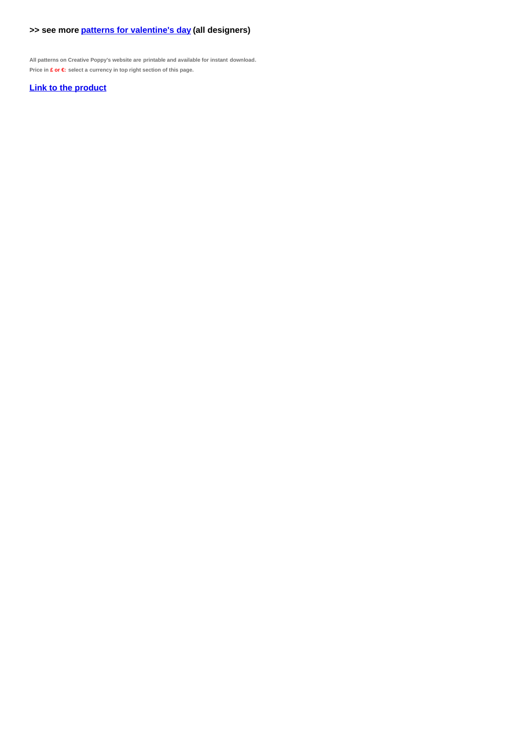**>> see more patterns for valentine's day (all designers)**

All patterns on Creative Poppy's website are printable and available for instant download.

Price in **£ or €:** select a currency in top right section of this page.

**Link to the product**